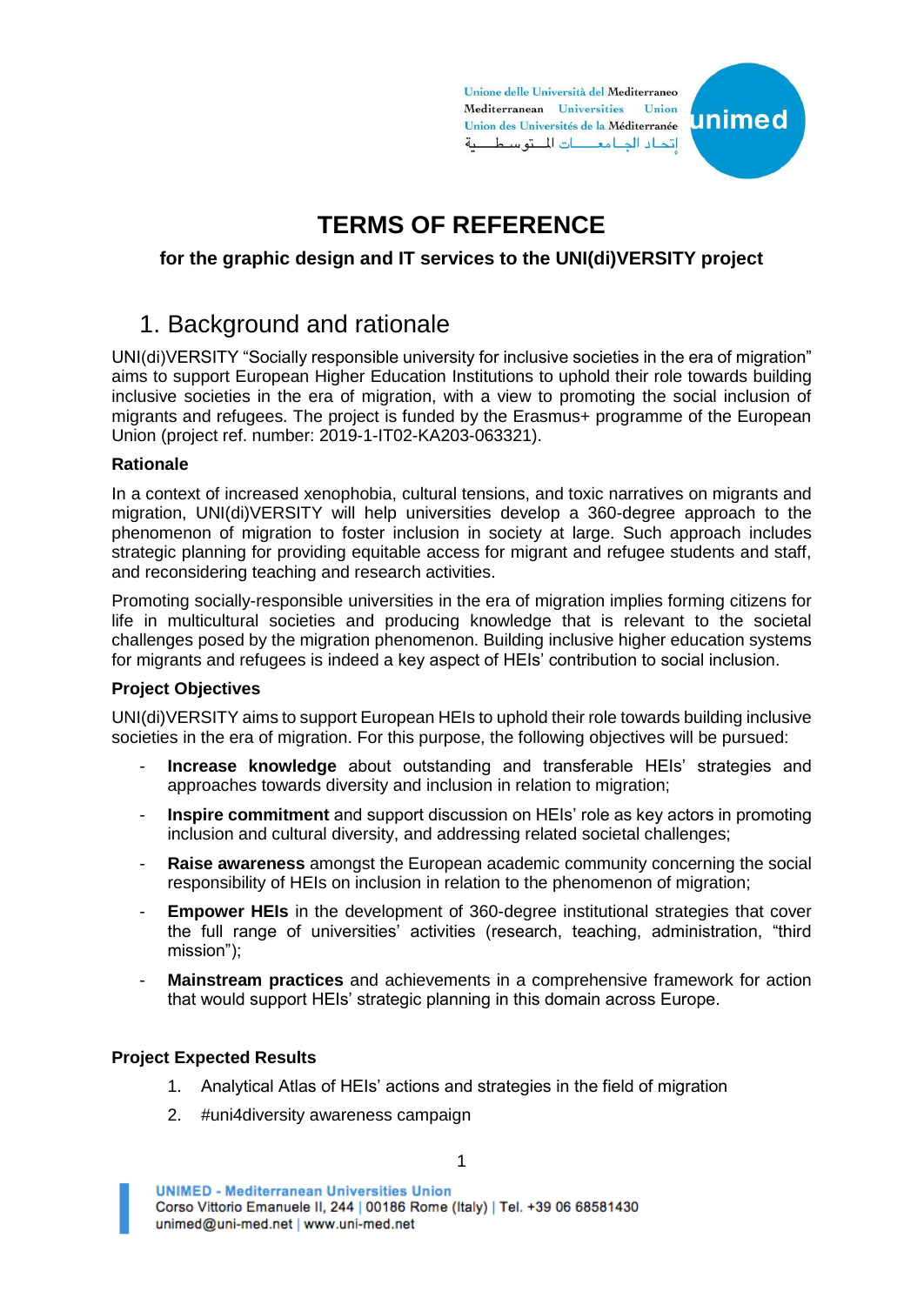# TERMS OF REFERENCE

### for the graphic design and IT services to the UNI(di)VERSITY project

## 1. Background and rationale

UNI(di)VERSITY "Socially responsible university for inclusive societies in the era of migration" aims to support European Higher Education Institutions to uphold their role towards building inclusive societies in the era of migration, with a view to promoting the social inclusion of migrants and refugees. The project is funded by the Erasmus+ programme of the European Union (project ref. number: 2019-1-IT02-KA203-063321).

**Rationale**

In a context of increased xenophobia, cultural tensions, and toxic narratives on migrants and migration, UNI(di)VERSITY will help universities develop a 360-degree approach to the phenomenon of migration to foster inclusion in society at large. Such approach includes strategic planning for providing equitable access for migrant and refugee students and staff, and reconsidering teaching and research activities.

Promoting socially-responsible universities in the era of migration implies forming citizens for life in multicultural societies and producing knowledge that is relevant to the societal challenges posed by the migration phenomenon. Building inclusive higher education systems for migrants and refugees is indeed a key aspect of HEIs' contribution to social inclusion.

**Project Objectives**

UNI(di)VERSITY aims to support European HEIs to uphold their role towards building inclusive societies in the era of migration. For this purpose, the following objectives will be pursued:

- **Increase knowledge** about outstanding and transferable HEIs' strategies and approaches towards diversity and inclusion in relation to migration;
- **Inspire commitment** and support discussion on HEIs' role as key actors in promoting inclusion and cultural diversity, and addressing related societal challenges;
- **Raise awareness** amongst the European academic community concerning the social responsibility of HEIs on inclusion in relation to the phenomenon of migration;
- **Empower HEIs** in the development of 360-degree institutional strategies that cover the full range of universities' activities (research, teaching, administration, "third mission");
- **Mainstream practices** and achievements in a comprehensive framework for action that would support HEIs' strategic planning in this domain across Europe.

**Project Expected Results**

1. Analytical Atlas of HEIs' actions and strategies in the field of migration
2. #uni4diversity awareness campaign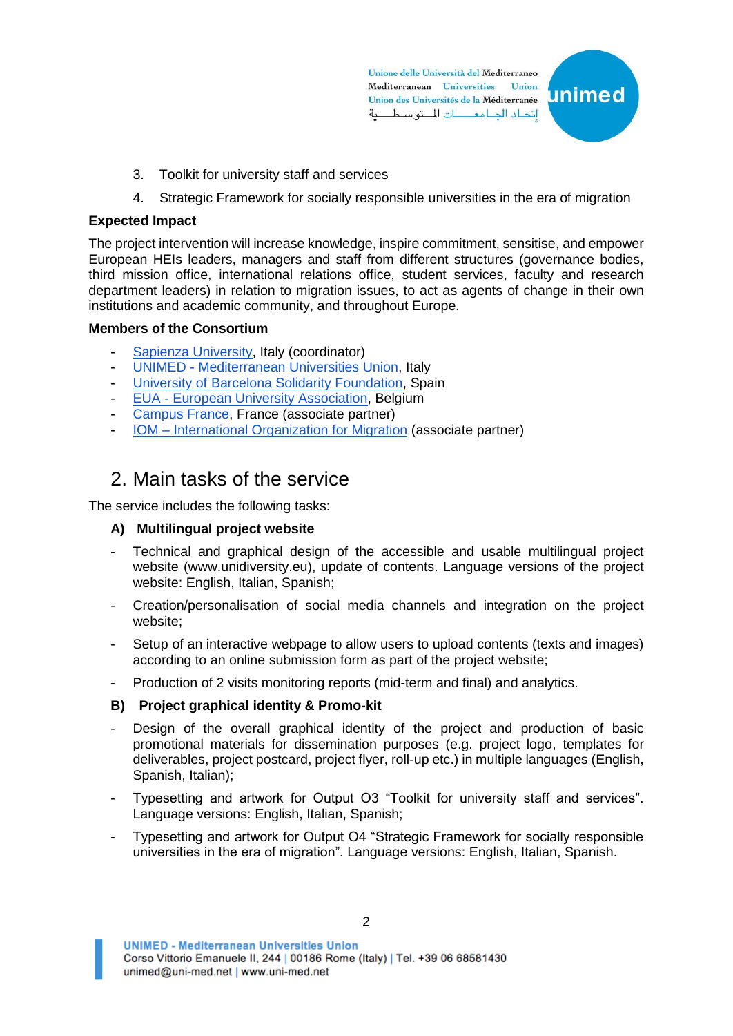3. Toolkit for university staff and services
4. Strategic Framework for socially responsible universities in the era of migration

**Expected Impact**

The project intervention will increase knowledge, inspire commitment, sensitise, and empower European HEIs leaders, managers and staff from different structures (governance bodies, third mission office, international relations office, student services, faculty and research department leaders) in relation to migration issues, to act as agents of change in their own institutions and academic community, and throughout Europe.

**Members of the Consortium**

- Sapienza University, Italy (coordinator)
- UNIMED - Mediterranean Universities Union, Italy
- University of Barcelona Solidarity Foundation, Spain
- EUA - European University Association, Belgium
- Campus France, France (associate partner)
- IOM – International Organization for Migration (associate partner)

## 2. Main tasks of the service

The service includes the following tasks:

**A) Multilingual project website**

- Technical and graphical design of the accessible and usable multilingual project website (www.unidiversity.eu), update of contents. Language versions of the project website: English, Italian, Spanish;
- Creation/personalisation of social media channels and integration on the project website;
- Setup of an interactive webpage to allow users to upload contents (texts and images) according to an online submission form as part of the project website;
- Production of 2 visits monitoring reports (mid-term and final) and analytics.

**B) Project graphical identity & Promo-kit**

- Design of the overall graphical identity of the project and production of basic promotional materials for dissemination purposes (e.g. project logo, templates for deliverables, project postcard, project flyer, roll-up etc.) in multiple languages (English, Spanish, Italian);
- Typesetting and artwork for Output O3 "Toolkit for university staff and services". Language versions: English, Italian, Spanish;
- Typesetting and artwork for Output O4 "Strategic Framework for socially responsible universities in the era of migration". Language versions: English, Italian, Spanish.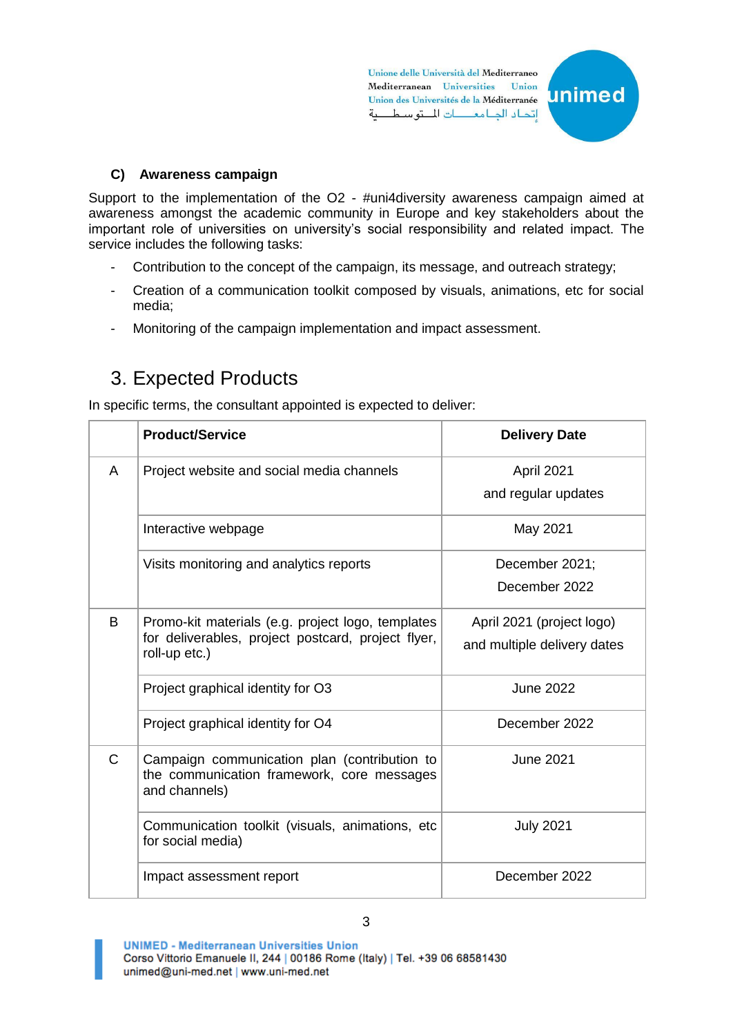### C) Awareness campaign

Support to the implementation of the O2 - #uni4diversity awareness campaign aimed at awareness amongst the academic community in Europe and key stakeholders about the important role of universities on university's social responsibility and related impact. The service includes the following tasks:

- Contribution to the concept of the campaign, its message, and outreach strategy;
- Creation of a communication toolkit composed by visuals, animations, etc for social media;
- Monitoring of the campaign implementation and impact assessment.

## 3. Expected Products

In specific terms, the consultant appointed is expected to deliver:

| | Product/Service | Delivery Date |
|---|---|---|
| A | Project website and social media channels | April 2021 and regular updates |
| | Interactive webpage | May 2021 |
| | Visits monitoring and analytics reports | December 2021; December 2022 |
| B | Promo-kit materials (e.g. project logo, templates for deliverables, project postcard, project flyer, roll-up etc.) | April 2021 (project logo) and multiple delivery dates |
| | Project graphical identity for O3 | June 2022 |
| | Project graphical identity for O4 | December 2022 |
| C | Campaign communication plan (contribution to the communication framework, core messages and channels) | June 2021 |
| | Communication toolkit (visuals, animations, etc for social media) | July 2021 |
| | Impact assessment report | December 2022 |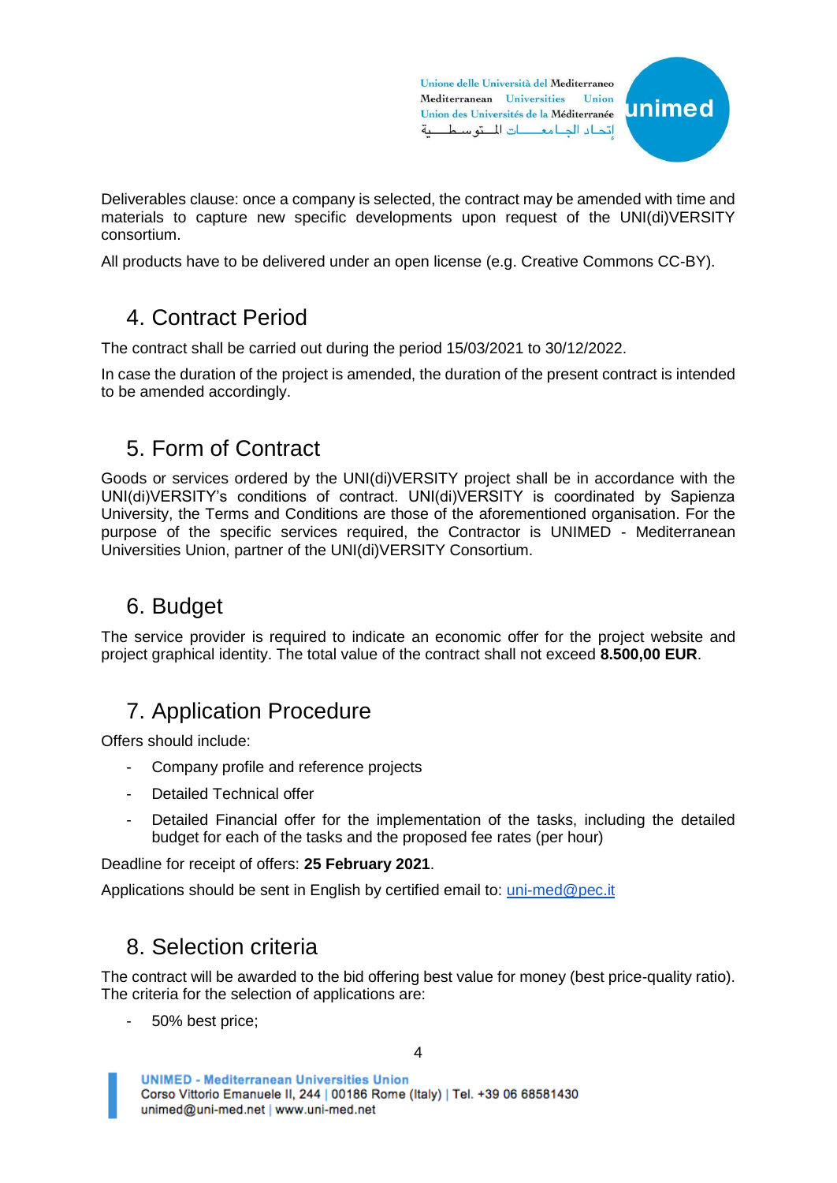Deliverables clause: once a company is selected, the contract may be amended with time and materials to capture new specific developments upon request of the UNI(di)VERSITY consortium.

All products have to be delivered under an open license (e.g. Creative Commons CC-BY).

## 4. Contract Period

The contract shall be carried out during the period 15/03/2021 to 30/12/2022.

In case the duration of the project is amended, the duration of the present contract is intended to be amended accordingly.

## 5. Form of Contract

Goods or services ordered by the UNI(di)VERSITY project shall be in accordance with the UNI(di)VERSITY's conditions of contract. UNI(di)VERSITY is coordinated by Sapienza University, the Terms and Conditions are those of the aforementioned organisation. For the purpose of the specific services required, the Contractor is UNIMED - Mediterranean Universities Union, partner of the UNI(di)VERSITY Consortium.

## 6. Budget

The service provider is required to indicate an economic offer for the project website and project graphical identity. The total value of the contract shall not exceed **8.500,00 EUR**.

## 7. Application Procedure

Offers should include:

- Company profile and reference projects
- Detailed Technical offer
- Detailed Financial offer for the implementation of the tasks, including the detailed budget for each of the tasks and the proposed fee rates (per hour)

Deadline for receipt of offers: **25 February 2021**.

Applications should be sent in English by certified email to: uni-med@pec.it

## 8. Selection criteria

The contract will be awarded to the bid offering best value for money (best price-quality ratio). The criteria for the selection of applications are:

- 50% best price;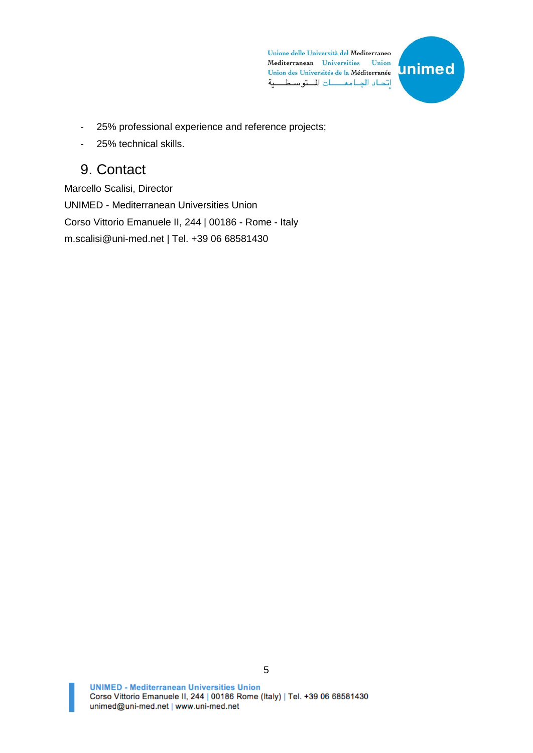- 25% professional experience and reference projects;
- 25% technical skills.

## 9. Contact

Marcello Scalisi, Director

UNIMED - Mediterranean Universities Union

Corso Vittorio Emanuele II, 244 | 00186 - Rome - Italy

m.scalisi@uni-med.net | Tel. +39 06 68581430